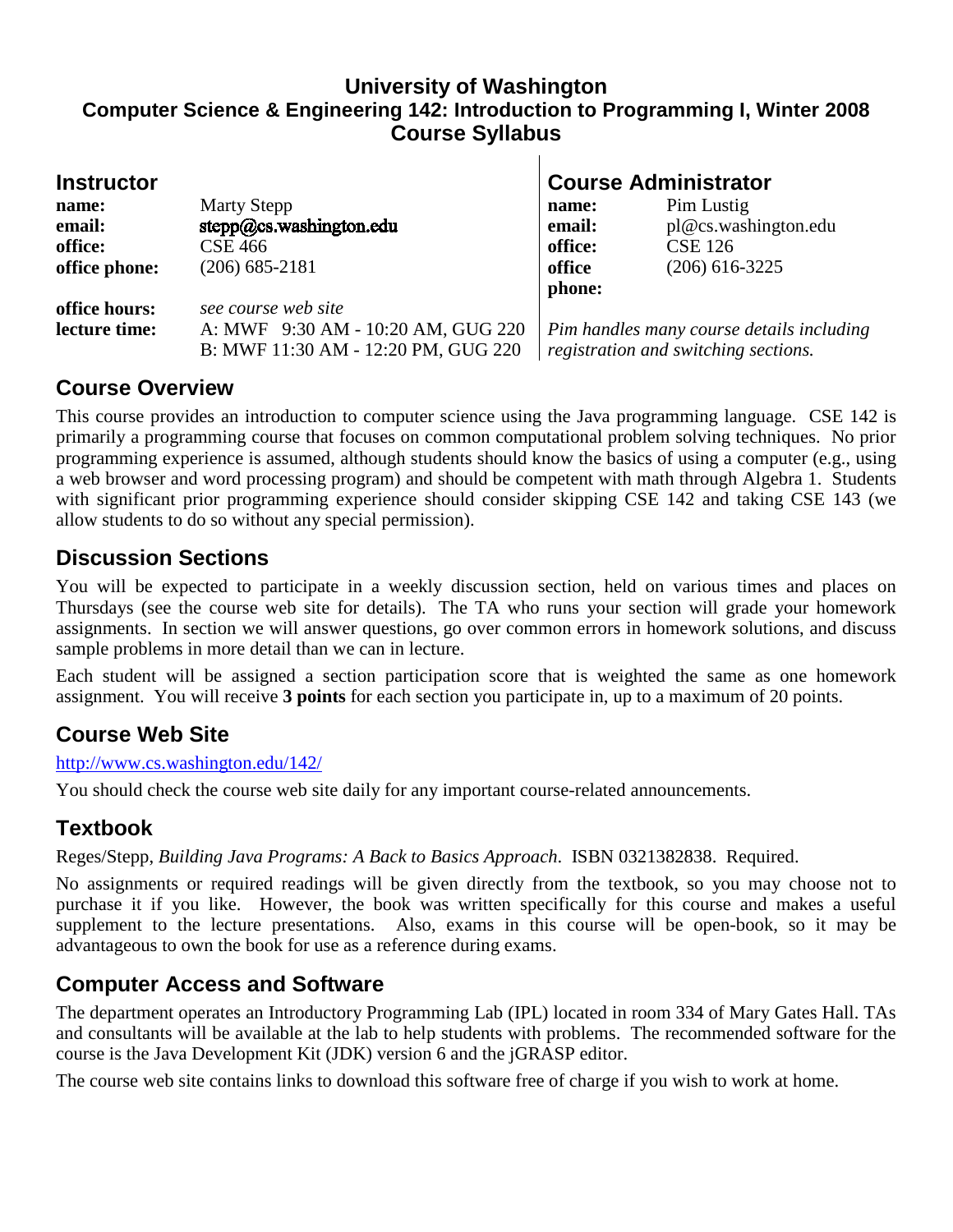# University of Washington
## Computer Science & Engineering 142: Introduction to Programming I, Winter 2008
## Course Syllabus

## Instructor

| | |
|---|---|
| **name:** | Marty Stepp |
| **email:** | stepp@cs.washington.edu |
| **office:** | CSE 466 |
| **office phone:** | (206) 685-2181 |
| **office hours:** | *see course web site* |
| **lecture time:** | A: MWF 9:30 AM - 10:20 AM, GUG 220 |
| | B: MWF 11:30 AM - 12:20 PM, GUG 220 |

## Course Administrator

| | |
|---|---|
| **name:** | Pim Lustig |
| **email:** | pl@cs.washington.edu |
| **office:** | CSE 126 |
| **office phone:** | (206) 616-3225 |

*Pim handles many course details including registration and switching sections.*

## Course Overview

This course provides an introduction to computer science using the Java programming language. CSE 142 is primarily a programming course that focuses on common computational problem solving techniques. No prior programming experience is assumed, although students should know the basics of using a computer (e.g., using a web browser and word processing program) and should be competent with math through Algebra 1. Students with significant prior programming experience should consider skipping CSE 142 and taking CSE 143 (we allow students to do so without any special permission).

## Discussion Sections

You will be expected to participate in a weekly discussion section, held on various times and places on Thursdays (see the course web site for details). The TA who runs your section will grade your homework assignments. In section we will answer questions, go over common errors in homework solutions, and discuss sample problems in more detail than we can in lecture.

Each student will be assigned a section participation score that is weighted the same as one homework assignment. You will receive **3 points** for each section you participate in, up to a maximum of 20 points.

## Course Web Site

http://www.cs.washington.edu/142/

You should check the course web site daily for any important course-related announcements.

## Textbook

Reges/Stepp, *Building Java Programs: A Back to Basics Approach*. ISBN 0321382838. Required.

No assignments or required readings will be given directly from the textbook, so you may choose not to purchase it if you like. However, the book was written specifically for this course and makes a useful supplement to the lecture presentations. Also, exams in this course will be open-book, so it may be advantageous to own the book for use as a reference during exams.

## Computer Access and Software

The department operates an Introductory Programming Lab (IPL) located in room 334 of Mary Gates Hall. TAs and consultants will be available at the lab to help students with problems. The recommended software for the course is the Java Development Kit (JDK) version 6 and the jGRASP editor.

The course web site contains links to download this software free of charge if you wish to work at home.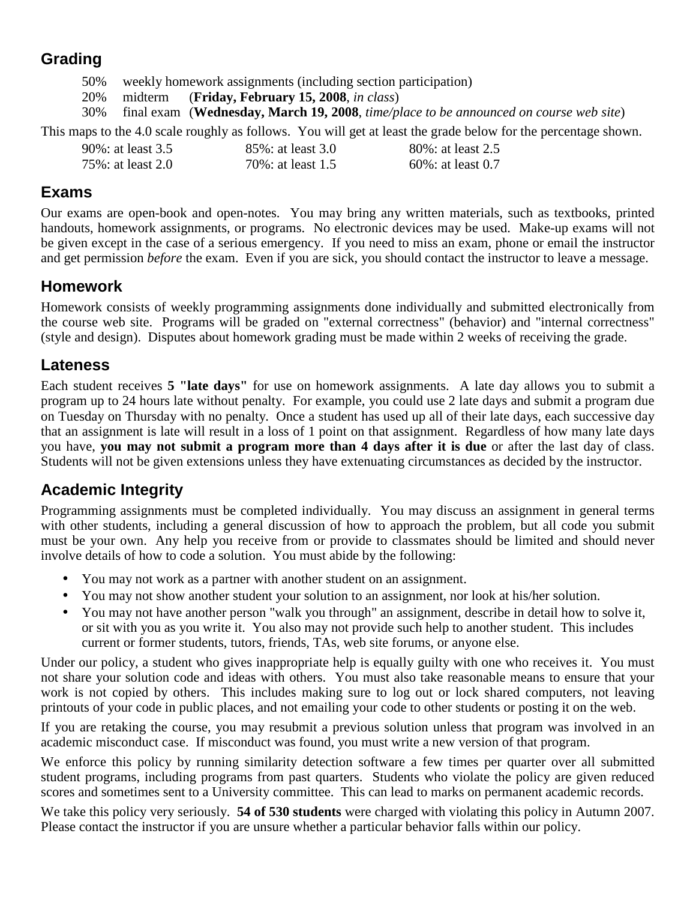## Grading

| | | |
|---|---|---|
| 50% | weekly homework assignments (including section participation) | |
| 20% | midterm | (**Friday, February 15, 2008**, *in class*) |
| 30% | final exam | (**Wednesday, March 19, 2008**, *time/place to be announced on course web site*) |

This maps to the 4.0 scale roughly as follows. You will get at least the grade below for the percentage shown.

| | | |
|---|---|---|
| 90%: at least 3.5 | 85%: at least 3.0 | 80%: at least 2.5 |
| 75%: at least 2.0 | 70%: at least 1.5 | 60%: at least 0.7 |

## Exams

Our exams are open-book and open-notes. You may bring any written materials, such as textbooks, printed handouts, homework assignments, or programs. No electronic devices may be used. Make-up exams will not be given except in the case of a serious emergency. If you need to miss an exam, phone or email the instructor and get permission *before* the exam. Even if you are sick, you should contact the instructor to leave a message.

## Homework

Homework consists of weekly programming assignments done individually and submitted electronically from the course web site. Programs will be graded on "external correctness" (behavior) and "internal correctness" (style and design). Disputes about homework grading must be made within 2 weeks of receiving the grade.

## Lateness

Each student receives **5 "late days"** for use on homework assignments. A late day allows you to submit a program up to 24 hours late without penalty. For example, you could use 2 late days and submit a program due on Tuesday on Thursday with no penalty. Once a student has used up all of their late days, each successive day that an assignment is late will result in a loss of 1 point on that assignment. Regardless of how many late days you have, **you may not submit a program more than 4 days after it is due** or after the last day of class. Students will not be given extensions unless they have extenuating circumstances as decided by the instructor.

## Academic Integrity

Programming assignments must be completed individually. You may discuss an assignment in general terms with other students, including a general discussion of how to approach the problem, but all code you submit must be your own. Any help you receive from or provide to classmates should be limited and should never involve details of how to code a solution. You must abide by the following:

- You may not work as a partner with another student on an assignment.
- You may not show another student your solution to an assignment, nor look at his/her solution.
- You may not have another person "walk you through" an assignment, describe in detail how to solve it, or sit with you as you write it. You also may not provide such help to another student. This includes current or former students, tutors, friends, TAs, web site forums, or anyone else.

Under our policy, a student who gives inappropriate help is equally guilty with one who receives it. You must not share your solution code and ideas with others. You must also take reasonable means to ensure that your work is not copied by others. This includes making sure to log out or lock shared computers, not leaving printouts of your code in public places, and not emailing your code to other students or posting it on the web.

If you are retaking the course, you may resubmit a previous solution unless that program was involved in an academic misconduct case. If misconduct was found, you must write a new version of that program.

We enforce this policy by running similarity detection software a few times per quarter over all submitted student programs, including programs from past quarters. Students who violate the policy are given reduced scores and sometimes sent to a University committee. This can lead to marks on permanent academic records.

We take this policy very seriously. **54 of 530 students** were charged with violating this policy in Autumn 2007. Please contact the instructor if you are unsure whether a particular behavior falls within our policy.